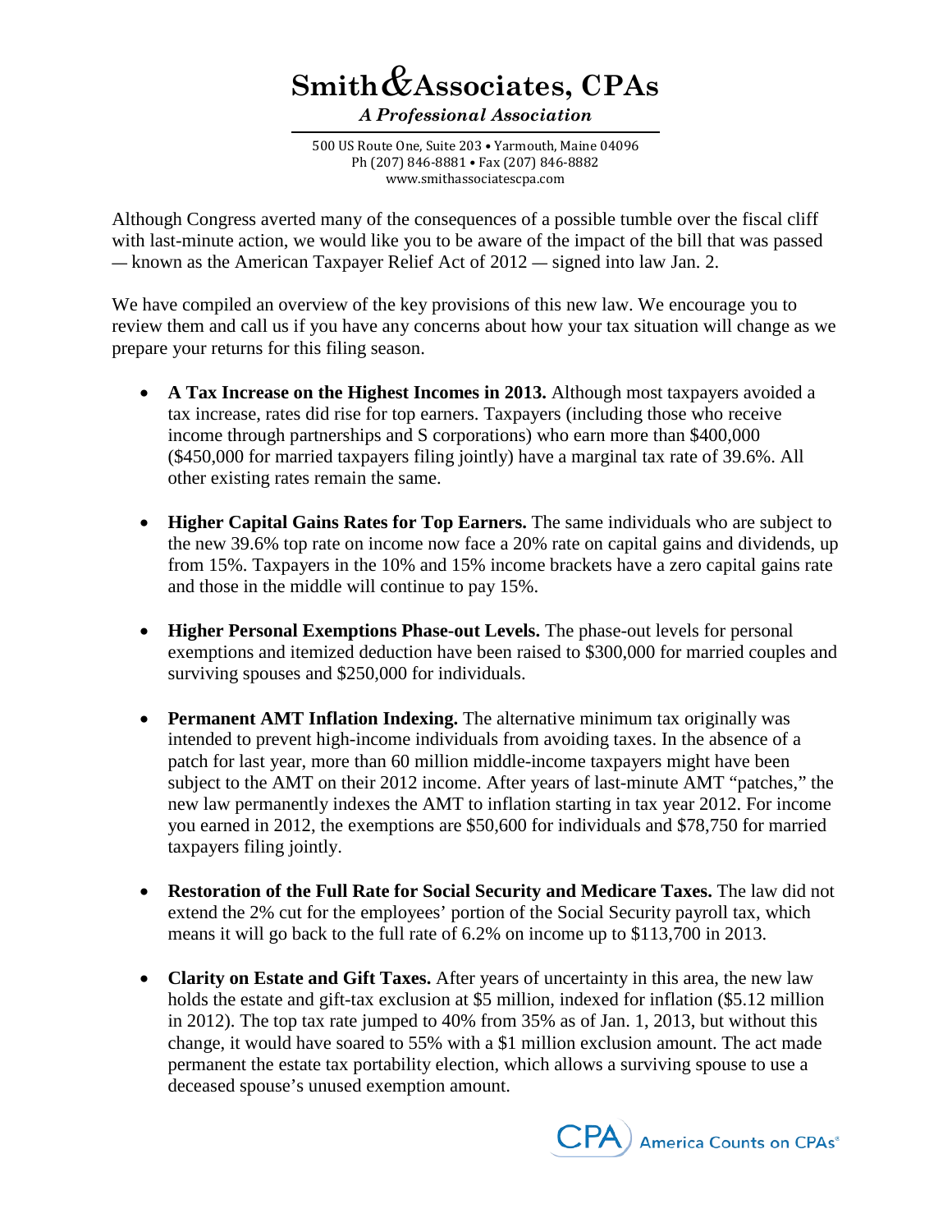# Smith & Associates, CPAs

*A Professional Association*

500 US Route One, Suite 203 • Yarmouth, Maine 04096
Ph (207) 846-8881 • Fax (207) 846-8882
www.smithassociatescpa.com

Although Congress averted many of the consequences of a possible tumble over the fiscal cliff with last-minute action, we would like you to be aware of the impact of the bill that was passed — known as the American Taxpayer Relief Act of 2012 — signed into law Jan. 2.

We have compiled an overview of the key provisions of this new law. We encourage you to review them and call us if you have any concerns about how your tax situation will change as we prepare your returns for this filing season.

- **A Tax Increase on the Highest Incomes in 2013.** Although most taxpayers avoided a tax increase, rates did rise for top earners. Taxpayers (including those who receive income through partnerships and S corporations) who earn more than $400,000 ($450,000 for married taxpayers filing jointly) have a marginal tax rate of 39.6%. All other existing rates remain the same.

- **Higher Capital Gains Rates for Top Earners.** The same individuals who are subject to the new 39.6% top rate on income now face a 20% rate on capital gains and dividends, up from 15%. Taxpayers in the 10% and 15% income brackets have a zero capital gains rate and those in the middle will continue to pay 15%.

- **Higher Personal Exemptions Phase-out Levels.** The phase-out levels for personal exemptions and itemized deduction have been raised to $300,000 for married couples and surviving spouses and $250,000 for individuals.

- **Permanent AMT Inflation Indexing.** The alternative minimum tax originally was intended to prevent high-income individuals from avoiding taxes. In the absence of a patch for last year, more than 60 million middle-income taxpayers might have been subject to the AMT on their 2012 income. After years of last-minute AMT "patches," the new law permanently indexes the AMT to inflation starting in tax year 2012. For income you earned in 2012, the exemptions are $50,600 for individuals and $78,750 for married taxpayers filing jointly.

- **Restoration of the Full Rate for Social Security and Medicare Taxes.** The law did not extend the 2% cut for the employees' portion of the Social Security payroll tax, which means it will go back to the full rate of 6.2% on income up to $113,700 in 2013.

- **Clarity on Estate and Gift Taxes.** After years of uncertainty in this area, the new law holds the estate and gift-tax exclusion at $5 million, indexed for inflation ($5.12 million in 2012). The top tax rate jumped to 40% from 35% as of Jan. 1, 2013, but without this change, it would have soared to 55% with a $1 million exclusion amount. The act made permanent the estate tax portability election, which allows a surviving spouse to use a deceased spouse's unused exemption amount.

CPA America Counts on CPAs®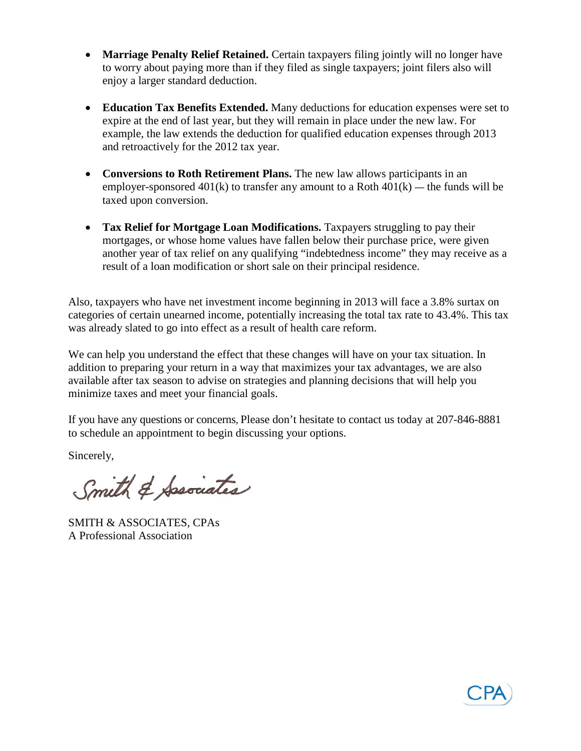- **Marriage Penalty Relief Retained.** Certain taxpayers filing jointly will no longer have to worry about paying more than if they filed as single taxpayers; joint filers also will enjoy a larger standard deduction.

- **Education Tax Benefits Extended.** Many deductions for education expenses were set to expire at the end of last year, but they will remain in place under the new law. For example, the law extends the deduction for qualified education expenses through 2013 and retroactively for the 2012 tax year.

- **Conversions to Roth Retirement Plans.** The new law allows participants in an employer-sponsored 401(k) to transfer any amount to a Roth 401(k) — the funds will be taxed upon conversion.

- **Tax Relief for Mortgage Loan Modifications.** Taxpayers struggling to pay their mortgages, or whose home values have fallen below their purchase price, were given another year of tax relief on any qualifying "indebtedness income" they may receive as a result of a loan modification or short sale on their principal residence.

Also, taxpayers who have net investment income beginning in 2013 will face a 3.8% surtax on categories of certain unearned income, potentially increasing the total tax rate to 43.4%. This tax was already slated to go into effect as a result of health care reform.

We can help you understand the effect that these changes will have on your tax situation. In addition to preparing your return in a way that maximizes your tax advantages, we are also available after tax season to advise on strategies and planning decisions that will help you minimize taxes and meet your financial goals.

If you have any questions or concerns, Please don't hesitate to contact us today at 207-846-8881 to schedule an appointment to begin discussing your options.

Sincerely,

Smith & Associates

SMITH & ASSOCIATES, CPAs
A Professional Association